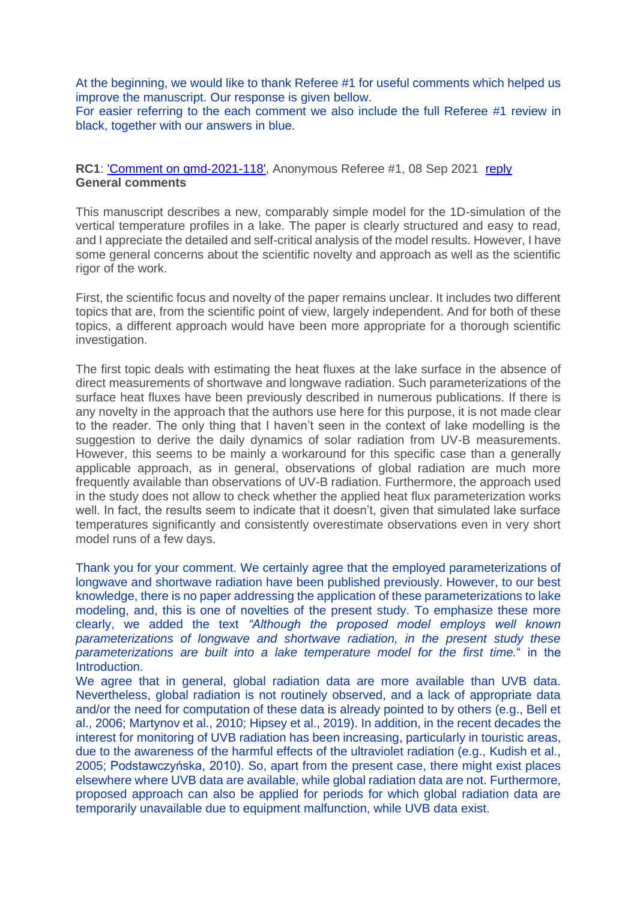At the beginning, we would like to thank Referee #1 for useful comments which helped us improve the manuscript. Our response is given bellow.
For easier referring to the each comment we also include the full Referee #1 review in black, together with our answers in blue.

**RC1**: ['Comment on gmd-2021-118'](), Anonymous Referee #1, 08 Sep 2021 [reply]()
**General comments**

This manuscript describes a new, comparably simple model for the 1D-simulation of the vertical temperature profiles in a lake. The paper is clearly structured and easy to read, and I appreciate the detailed and self-critical analysis of the model results. However, I have some general concerns about the scientific novelty and approach as well as the scientific rigor of the work.

First, the scientific focus and novelty of the paper remains unclear. It includes two different topics that are, from the scientific point of view, largely independent. And for both of these topics, a different approach would have been more appropriate for a thorough scientific investigation.

The first topic deals with estimating the heat fluxes at the lake surface in the absence of direct measurements of shortwave and longwave radiation. Such parameterizations of the surface heat fluxes have been previously described in numerous publications. If there is any novelty in the approach that the authors use here for this purpose, it is not made clear to the reader. The only thing that I haven't seen in the context of lake modelling is the suggestion to derive the daily dynamics of solar radiation from UV-B measurements. However, this seems to be mainly a workaround for this specific case than a generally applicable approach, as in general, observations of global radiation are much more frequently available than observations of UV-B radiation. Furthermore, the approach used in the study does not allow to check whether the applied heat flux parameterization works well. In fact, the results seem to indicate that it doesn't, given that simulated lake surface temperatures significantly and consistently overestimate observations even in very short model runs of a few days.

Thank you for your comment. We certainly agree that the employed parameterizations of longwave and shortwave radiation have been published previously. However, to our best knowledge, there is no paper addressing the application of these parameterizations to lake modeling, and, this is one of novelties of the present study. To emphasize these more clearly, we added the text *"Although the proposed model employs well known parameterizations of longwave and shortwave radiation, in the present study these parameterizations are built into a lake temperature model for the first time."* in the Introduction.
We agree that in general, global radiation data are more available than UVB data. Nevertheless, global radiation is not routinely observed, and a lack of appropriate data and/or the need for computation of these data is already pointed to by others (e.g., Bell et al., 2006; Martynov et al., 2010; Hipsey et al., 2019). In addition, in the recent decades the interest for monitoring of UVB radiation has been increasing, particularly in touristic areas, due to the awareness of the harmful effects of the ultraviolet radiation (e.g., Kudish et al., 2005; Podstawczyńska, 2010). So, apart from the present case, there might exist places elsewhere where UVB data are available, while global radiation data are not. Furthermore, proposed approach can also be applied for periods for which global radiation data are temporarily unavailable due to equipment malfunction, while UVB data exist.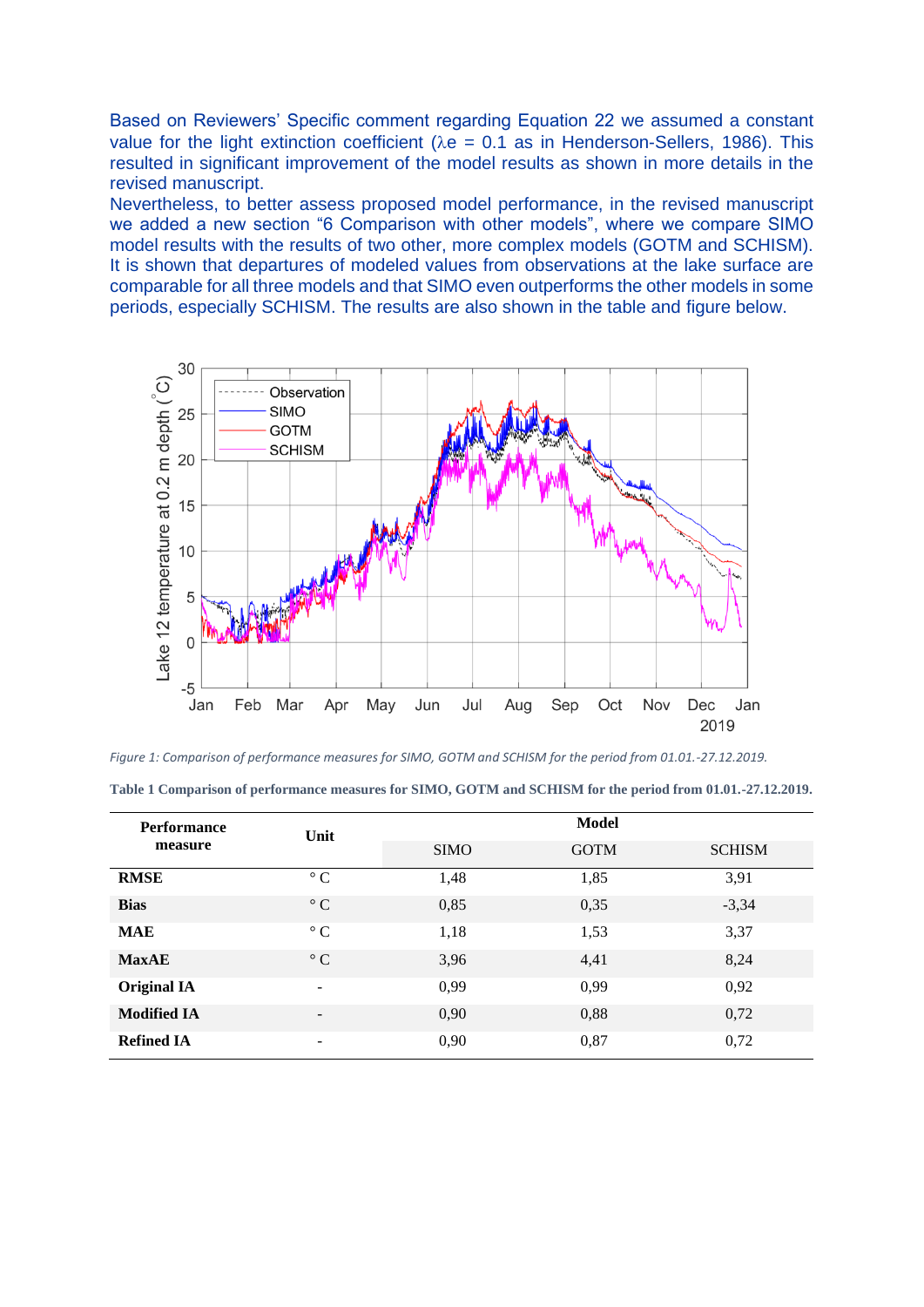Based on Reviewers' Specific comment regarding Equation 22 we assumed a constant value for the light extinction coefficient ($\lambda e$ = 0.1 as in Henderson-Sellers, 1986). This resulted in significant improvement of the model results as shown in more details in the revised manuscript.

Nevertheless, to better assess proposed model performance, in the revised manuscript we added a new section "6 Comparison with other models", where we compare SIMO model results with the results of two other, more complex models (GOTM and SCHISM). It is shown that departures of modeled values from observations at the lake surface are comparable for all three models and that SIMO even outperforms the other models in some periods, especially SCHISM. The results are also shown in the table and figure below.

*Figure 1: Comparison of performance measures for SIMO, GOTM and SCHISM for the period from 01.01.-27.12.2019.*

**Table 1 Comparison of performance measures for SIMO, GOTM and SCHISM for the period from 01.01.-27.12.2019.**

| Performance measure | Unit | Model | | |
|---|---|---|---|---|
| | | SIMO | GOTM | SCHISM |
| **RMSE** | ° C | 1,48 | 1,85 | 3,91 |
| **Bias** | ° C | 0,85 | 0,35 | -3,34 |
| **MAE** | ° C | 1,18 | 1,53 | 3,37 |
| **MaxAE** | ° C | 3,96 | 4,41 | 8,24 |
| **Original IA** | - | 0,99 | 0,99 | 0,92 |
| **Modified IA** | - | 0,90 | 0,88 | 0,72 |
| **Refined IA** | - | 0,90 | 0,87 | 0,72 |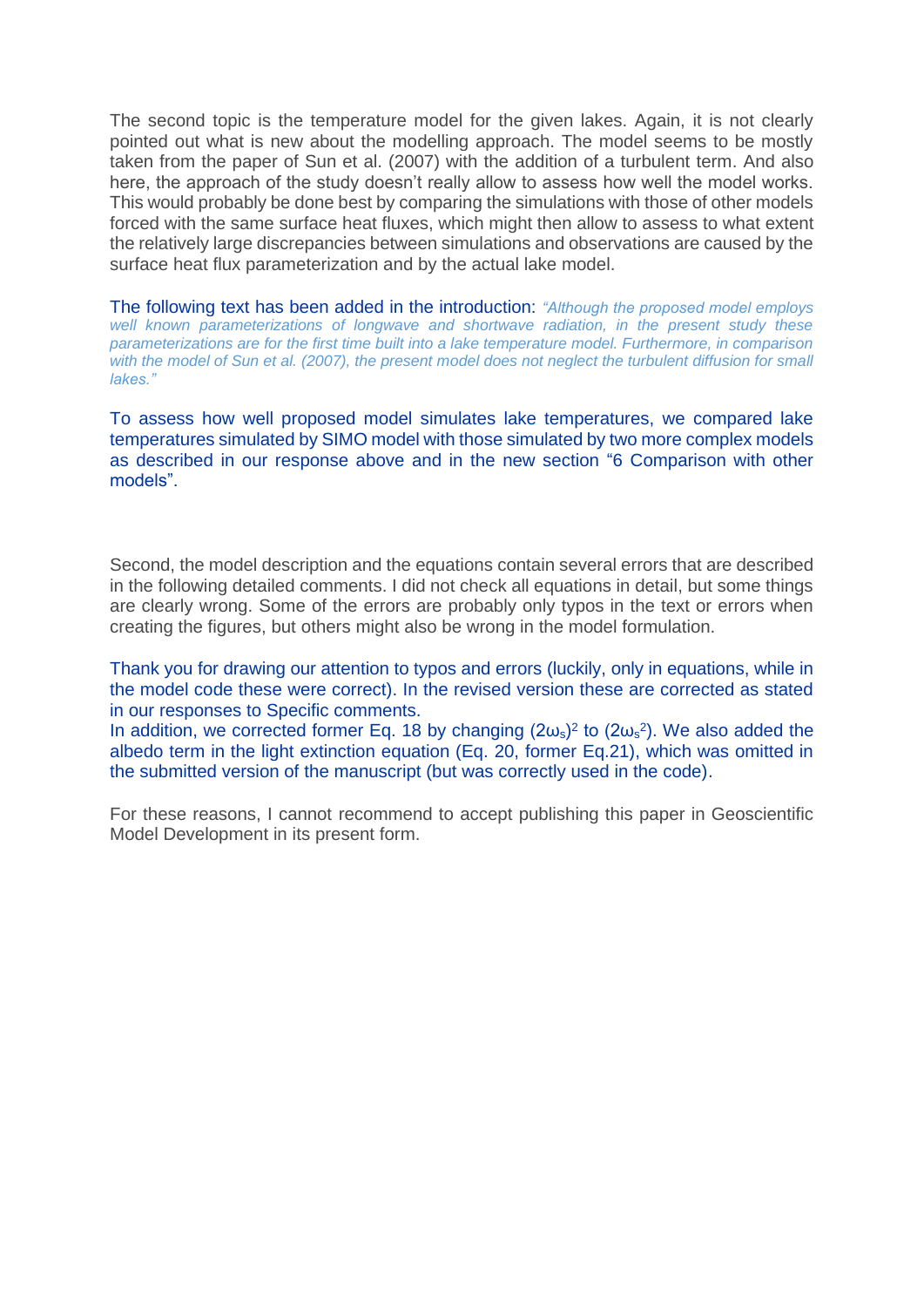The second topic is the temperature model for the given lakes. Again, it is not clearly pointed out what is new about the modelling approach. The model seems to be mostly taken from the paper of Sun et al. (2007) with the addition of a turbulent term. And also here, the approach of the study doesn't really allow to assess how well the model works. This would probably be done best by comparing the simulations with those of other models forced with the same surface heat fluxes, which might then allow to assess to what extent the relatively large discrepancies between simulations and observations are caused by the surface heat flux parameterization and by the actual lake model.

The following text has been added in the introduction: *"Although the proposed model employs well known parameterizations of longwave and shortwave radiation, in the present study these parameterizations are for the first time built into a lake temperature model. Furthermore, in comparison with the model of Sun et al. (2007), the present model does not neglect the turbulent diffusion for small lakes."*

To assess how well proposed model simulates lake temperatures, we compared lake temperatures simulated by SIMO model with those simulated by two more complex models as described in our response above and in the new section "6 Comparison with other models".

Second, the model description and the equations contain several errors that are described in the following detailed comments. I did not check all equations in detail, but some things are clearly wrong. Some of the errors are probably only typos in the text or errors when creating the figures, but others might also be wrong in the model formulation.

Thank you for drawing our attention to typos and errors (luckily, only in equations, while in the model code these were correct). In the revised version these are corrected as stated in our responses to Specific comments.
In addition, we corrected former Eq. 18 by changing $(2\omega_s)^2$ to $(2\omega_s^2)$. We also added the albedo term in the light extinction equation (Eq. 20, former Eq.21), which was omitted in the submitted version of the manuscript (but was correctly used in the code).

For these reasons, I cannot recommend to accept publishing this paper in Geoscientific Model Development in its present form.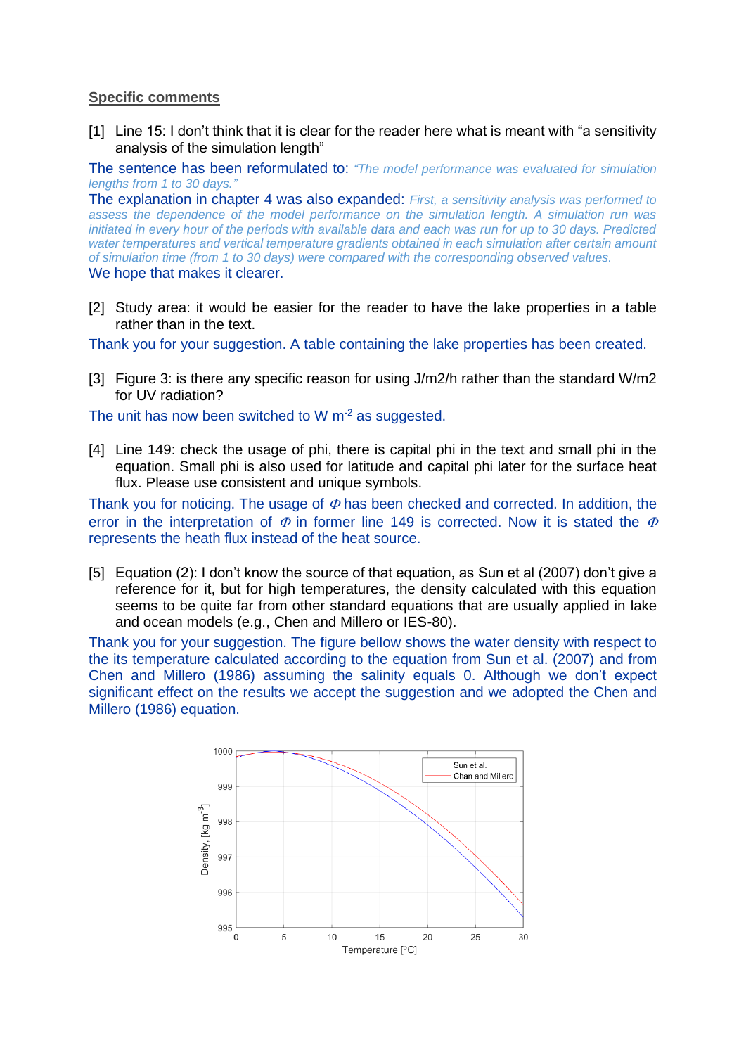## Specific comments

[1] Line 15: I don't think that it is clear for the reader here what is meant with "a sensitivity analysis of the simulation length"

The sentence has been reformulated to: *"The model performance was evaluated for simulation lengths from 1 to 30 days."*

The explanation in chapter 4 was also expanded: *First, a sensitivity analysis was performed to assess the dependence of the model performance on the simulation length. A simulation run was initiated in every hour of the periods with available data and each was run for up to 30 days. Predicted water temperatures and vertical temperature gradients obtained in each simulation after certain amount of simulation time (from 1 to 30 days) were compared with the corresponding observed values.*

We hope that makes it clearer.

[2] Study area: it would be easier for the reader to have the lake properties in a table rather than in the text.

Thank you for your suggestion. A table containing the lake properties has been created.

[3] Figure 3: is there any specific reason for using J/m2/h rather than the standard W/m2 for UV radiation?

The unit has now been switched to W $m^{-2}$ as suggested.

[4] Line 149: check the usage of phi, there is capital phi in the text and small phi in the equation. Small phi is also used for latitude and capital phi later for the surface heat flux. Please use consistent and unique symbols.

Thank you for noticing. The usage of $\Phi$ has been checked and corrected. In addition, the error in the interpretation of $\Phi$ in former line 149 is corrected. Now it is stated the $\Phi$ represents the heath flux instead of the heat source.

[5] Equation (2): I don't know the source of that equation, as Sun et al (2007) don't give a reference for it, but for high temperatures, the density calculated with this equation seems to be quite far from other standard equations that are usually applied in lake and ocean models (e.g., Chen and Millero or IES-80).

Thank you for your suggestion. The figure bellow shows the water density with respect to the its temperature calculated according to the equation from Sun et al. (2007) and from Chen and Millero (1986) assuming the salinity equals 0. Although we don't expect significant effect on the results we accept the suggestion and we adopted the Chen and Millero (1986) equation.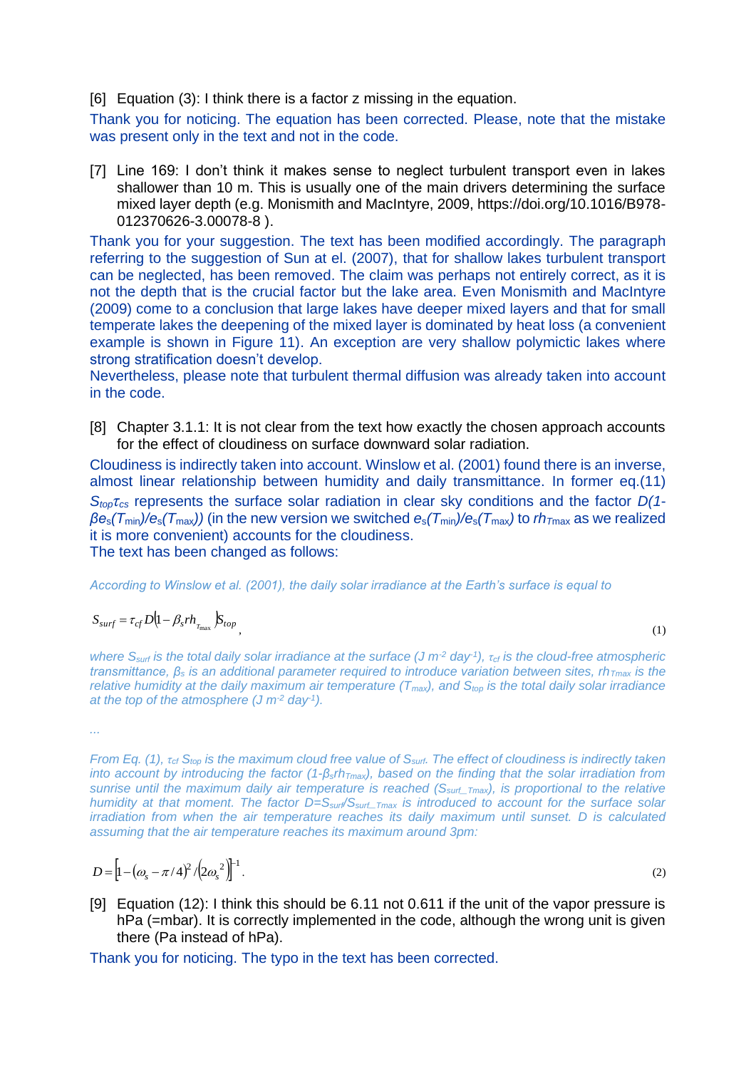[6] Equation (3): I think there is a factor z missing in the equation.

Thank you for noticing. The equation has been corrected. Please, note that the mistake was present only in the text and not in the code.

[7] Line 169: I don't think it makes sense to neglect turbulent transport even in lakes shallower than 10 m. This is usually one of the main drivers determining the surface mixed layer depth (e.g. Monismith and MacIntyre, 2009, https://doi.org/10.1016/B978-012370626-3.00078-8 ).

Thank you for your suggestion. The text has been modified accordingly. The paragraph referring to the suggestion of Sun at el. (2007), that for shallow lakes turbulent transport can be neglected, has been removed. The claim was perhaps not entirely correct, as it is not the depth that is the crucial factor but the lake area. Even Monismith and MacIntyre (2009) come to a conclusion that large lakes have deeper mixed layers and that for small temperate lakes the deepening of the mixed layer is dominated by heat loss (a convenient example is shown in Figure 11). An exception are very shallow polymictic lakes where strong stratification doesn't develop.

Nevertheless, please note that turbulent thermal diffusion was already taken into account in the code.

[8] Chapter 3.1.1: It is not clear from the text how exactly the chosen approach accounts for the effect of cloudiness on surface downward solar radiation.

Cloudiness is indirectly taken into account. Winslow et al. (2001) found there is an inverse, almost linear relationship between humidity and daily transmittance. In former eq.(11) $S_{top}\tau_{cs}$ represents the surface solar radiation in clear sky conditions and the factor $D(1-\beta e_s(T_{min})/e_s(T_{max}))$ (in the new version we switched $e_s(T_{min})/e_s(T_{max})$ to $rh_{T\max}$ as we realized it is more convenient) accounts for the cloudiness.

The text has been changed as follows:

*According to Winslow et al. (2001), the daily solar irradiance at the Earth's surface is equal to*

$$S_{surf} = \tau_{cf} D\left(1 - \beta_s rh_{T_{\max}}\right) S_{top} , \tag{1}$$

*where $S_{surf}$ is the total daily solar irradiance at the surface (J m$^{-2}$ day$^{-1}$), $\tau_{cf}$ is the cloud-free atmospheric transmittance, $\beta_s$ is an additional parameter required to introduce variation between sites, $rh_{T\max}$ is the relative humidity at the daily maximum air temperature ($T_{max}$), and $S_{top}$ is the total daily solar irradiance at the top of the atmosphere (J m$^{-2}$ day$^{-1}$).*

*...*

*From Eq. (1), $\tau_{cf} S_{top}$ is the maximum cloud free value of $S_{surf}$. The effect of cloudiness is indirectly taken into account by introducing the factor $(1-\beta_s rh_{T\max})$, based on the finding that the solar irradiation from sunrise until the maximum daily air temperature is reached ($S_{surf\_T\max}$), is proportional to the relative humidity at that moment. The factor $D=S_{surf}/S_{surf\_T\max}$ is introduced to account for the surface solar irradiation from when the air temperature reaches its daily maximum until sunset. D is calculated assuming that the air temperature reaches its maximum around 3pm:*

$$D = \left[1 - \left(\omega_s - \pi/4\right)^2 / \left(2\omega_s^{\,2}\right)\right]^{-1} . \tag{2}$$

[9] Equation (12): I think this should be 6.11 not 0.611 if the unit of the vapor pressure is hPa (=mbar). It is correctly implemented in the code, although the wrong unit is given there (Pa instead of hPa).

Thank you for noticing. The typo in the text has been corrected.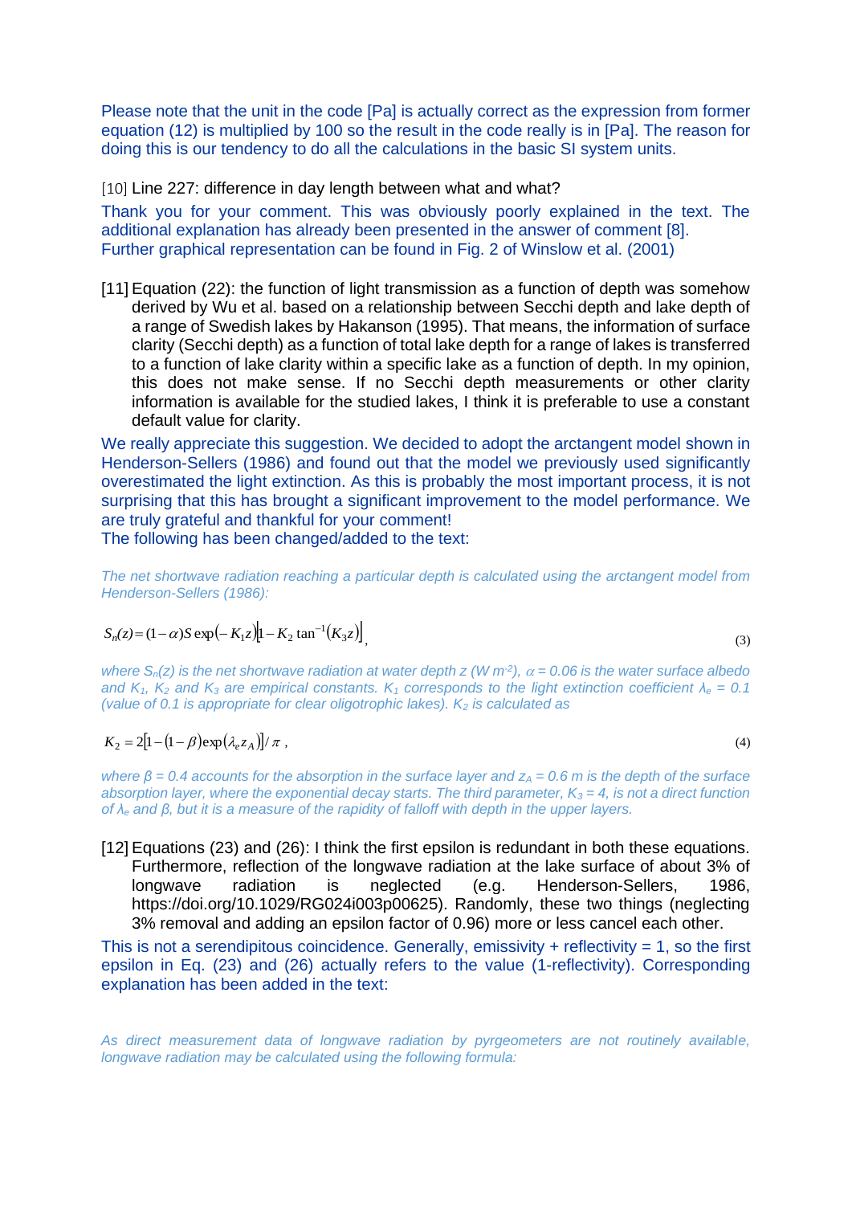Please note that the unit in the code [Pa] is actually correct as the expression from former equation (12) is multiplied by 100 so the result in the code really is in [Pa]. The reason for doing this is our tendency to do all the calculations in the basic SI system units.

[10] Line 227: difference in day length between what and what?

Thank you for your comment. This was obviously poorly explained in the text. The additional explanation has already been presented in the answer of comment [8]. Further graphical representation can be found in Fig. 2 of Winslow et al. (2001)

[11] Equation (22): the function of light transmission as a function of depth was somehow derived by Wu et al. based on a relationship between Secchi depth and lake depth of a range of Swedish lakes by Hakanson (1995). That means, the information of surface clarity (Secchi depth) as a function of total lake depth for a range of lakes is transferred to a function of lake clarity within a specific lake as a function of depth. In my opinion, this does not make sense. If no Secchi depth measurements or other clarity information is available for the studied lakes, I think it is preferable to use a constant default value for clarity.

We really appreciate this suggestion. We decided to adopt the arctangent model shown in Henderson-Sellers (1986) and found out that the model we previously used significantly overestimated the light extinction. As this is probably the most important process, it is not surprising that this has brought a significant improvement to the model performance. We are truly grateful and thankful for your comment!

The following has been changed/added to the text:

*The net shortwave radiation reaching a particular depth is calculated using the arctangent model from Henderson-Sellers (1986):*

$$S_n(z) = (1-\alpha)S\exp(-K_1 z)\left|1 - K_2\tan^{-1}(K_3 z)\right|, \tag{3}$$

*where $S_n(z)$ is the net shortwave radiation at water depth $z$ (W m$^{-2}$), $\alpha = 0.06$ is the water surface albedo and $K_1$, $K_2$ and $K_3$ are empirical constants. $K_1$ corresponds to the light extinction coefficient $\lambda_e = 0.1$ (value of 0.1 is appropriate for clear oligotrophic lakes). $K_2$ is calculated as*

$$K_2 = 2\left[1 - (1-\beta)\exp(\lambda_e z_A)\right]/\pi\ , \tag{4}$$

*where $\beta = 0.4$ accounts for the absorption in the surface layer and $z_A = 0.6$ m is the depth of the surface absorption layer, where the exponential decay starts. The third parameter, $K_3 = 4$, is not a direct function of $\lambda_e$ and $\beta$, but it is a measure of the rapidity of falloff with depth in the upper layers.*

[12] Equations (23) and (26): I think the first epsilon is redundant in both these equations. Furthermore, reflection of the longwave radiation at the lake surface of about 3% of longwave radiation is neglected (e.g. Henderson-Sellers, 1986, https://doi.org/10.1029/RG024i003p00625). Randomly, these two things (neglecting 3% removal and adding an epsilon factor of 0.96) more or less cancel each other.

This is not a serendipitous coincidence. Generally, emissivity + reflectivity = 1, so the first epsilon in Eq. (23) and (26) actually refers to the value (1-reflectivity). Corresponding explanation has been added in the text:

*As direct measurement data of longwave radiation by pyrgeometers are not routinely available, longwave radiation may be calculated using the following formula:*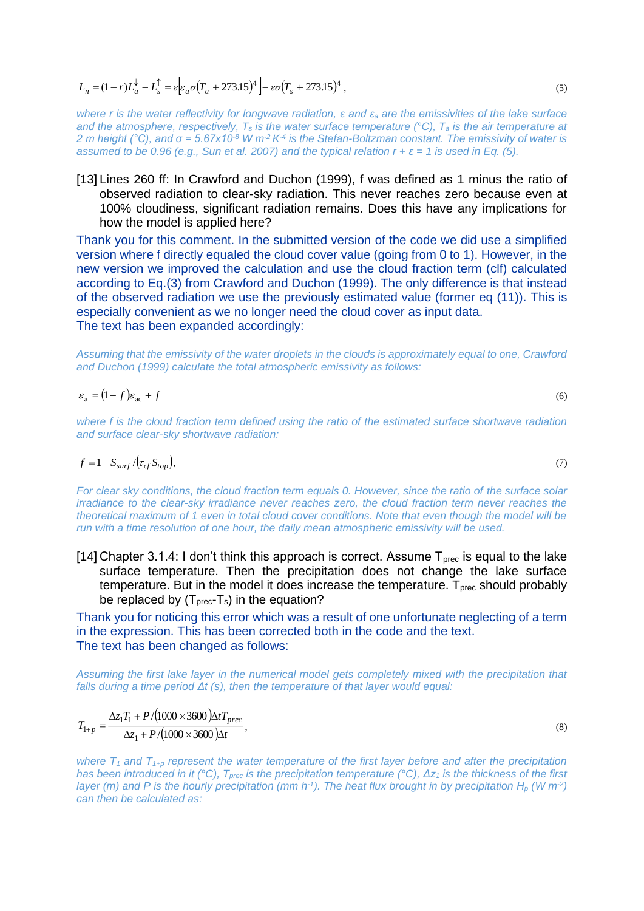$$L_n = (1-r)L_a^{\downarrow} - L_s^{\uparrow} = \varepsilon\left[\varepsilon_a \sigma (T_a + 273.15)^4\right] - \varepsilon\sigma(T_s + 273.15)^4 \,, \tag{5}$$

*where r is the water reflectivity for longwave radiation, ε and $\varepsilon_a$ are the emissivities of the lake surface and the atmosphere, respectively, $T_s$ is the water surface temperature (°C), $T_a$ is the air temperature at 2 m height (°C), and σ = 5.67x10$^{-8}$ W m$^{-2}$ K$^{-4}$ is the Stefan-Boltzman constant. The emissivity of water is assumed to be 0.96 (e.g., Sun et al. 2007) and the typical relation r + ε = 1 is used in Eq. (5).*

[13] Lines 260 ff: In Crawford and Duchon (1999), f was defined as 1 minus the ratio of observed radiation to clear-sky radiation. This never reaches zero because even at 100% cloudiness, significant radiation remains. Does this have any implications for how the model is applied here?

Thank you for this comment. In the submitted version of the code we did use a simplified version where f directly equaled the cloud cover value (going from 0 to 1). However, in the new version we improved the calculation and use the cloud fraction term (clf) calculated according to Eq.(3) from Crawford and Duchon (1999). The only difference is that instead of the observed radiation we use the previously estimated value (former eq (11)). This is especially convenient as we no longer need the cloud cover as input data.
The text has been expanded accordingly:

*Assuming that the emissivity of the water droplets in the clouds is approximately equal to one, Crawford and Duchon (1999) calculate the total atmospheric emissivity as follows:*

$$\varepsilon_a = (1-f)\varepsilon_{ac} + f \tag{6}$$

*where f is the cloud fraction term defined using the ratio of the estimated surface shortwave radiation and surface clear-sky shortwave radiation:*

$$f = 1 - S_{surf} / (\tau_{cf} S_{top}), \tag{7}$$

*For clear sky conditions, the cloud fraction term equals 0. However, since the ratio of the surface solar irradiance to the clear-sky irradiance never reaches zero, the cloud fraction term never reaches the theoretical maximum of 1 even in total cloud cover conditions. Note that even though the model will be run with a time resolution of one hour, the daily mean atmospheric emissivity will be used.*

[14] Chapter 3.1.4: I don't think this approach is correct. Assume $T_{prec}$ is equal to the lake surface temperature. Then the precipitation does not change the lake surface temperature. But in the model it does increase the temperature. $T_{prec}$ should probably be replaced by ($T_{prec}$-$T_s$) in the equation?

Thank you for noticing this error which was a result of one unfortunate neglecting of a term in the expression. This has been corrected both in the code and the text.
The text has been changed as follows:

*Assuming the first lake layer in the numerical model gets completely mixed with the precipitation that falls during a time period Δt (s), then the temperature of that layer would equal:*

$$T_{1+p} = \frac{\Delta z_1 T_1 + P/(1000 \times 3600)\Delta t T_{prec}}{\Delta z_1 + P/(1000 \times 3600)\Delta t}, \tag{8}$$

*where $T_1$ and $T_{1+p}$ represent the water temperature of the first layer before and after the precipitation has been introduced in it (°C), $T_{prec}$ is the precipitation temperature (°C), $\Delta z_1$ is the thickness of the first layer (m) and P is the hourly precipitation (mm h$^{-1}$). The heat flux brought in by precipitation $H_p$ (W m$^{-2}$) can then be calculated as:*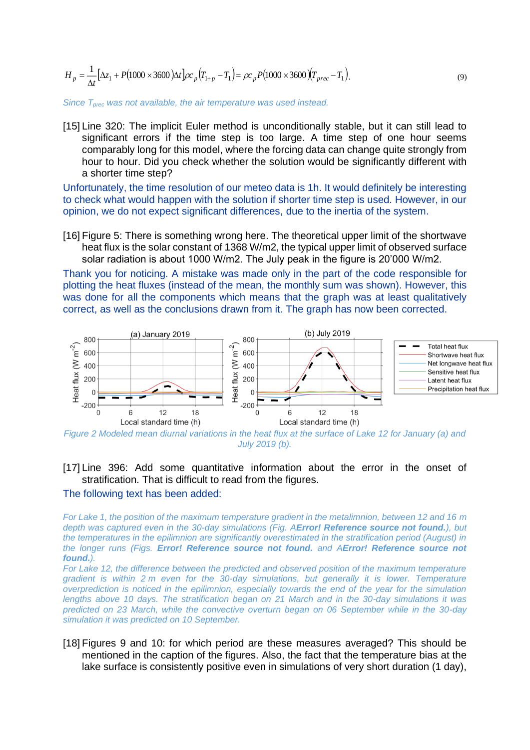$$H_p = \frac{1}{\Delta t}\left[\Delta z_1 + P(1000 \times 3600)\Delta t\right]\rho c_p \left(T_{1+p} - T_1\right) = \rho c_p P(1000 \times 3600)\left(T_{prec} - T_1\right). \tag{9}$$

*Since $T_{prec}$ was not available, the air temperature was used instead.*

[15] Line 320: The implicit Euler method is unconditionally stable, but it can still lead to significant errors if the time step is too large. A time step of one hour seems comparably long for this model, where the forcing data can change quite strongly from hour to hour. Did you check whether the solution would be significantly different with a shorter time step?

Unfortunately, the time resolution of our meteo data is 1h. It would definitely be interesting to check what would happen with the solution if shorter time step is used. However, in our opinion, we do not expect significant differences, due to the inertia of the system.

[16] Figure 5: There is something wrong here. The theoretical upper limit of the shortwave heat flux is the solar constant of 1368 W/m2, the typical upper limit of observed surface solar radiation is about 1000 W/m2. The July peak in the figure is 20'000 W/m2.

Thank you for noticing. A mistake was made only in the part of the code responsible for plotting the heat fluxes (instead of the mean, the monthly sum was shown). However, this was done for all the components which means that the graph was at least qualitatively correct, as well as the conclusions drawn from it. The graph has now been corrected.

*Figure 2 Modeled mean diurnal variations in the heat flux at the surface of Lake 12 for January (a) and July 2019 (b).*

[17] Line 396: Add some quantitative information about the error in the onset of stratification. That is difficult to read from the figures.

The following text has been added:

*For Lake 1, the position of the maximum temperature gradient in the metalimnion, between 12 and 16 m depth was captured even in the 30-day simulations (Fig. A**Error! Reference source not found.**), but the temperatures in the epilimnion are significantly overestimated in the stratification period (August) in the longer runs (Figs. **Error! Reference source not found.** and A**Error! Reference source not found.**).*

*For Lake 12, the difference between the predicted and observed position of the maximum temperature gradient is within 2 m even for the 30-day simulations, but generally it is lower. Temperature overprediction is noticed in the epilimnion, especially towards the end of the year for the simulation lengths above 10 days. The stratification began on 21 March and in the 30-day simulations it was predicted on 23 March, while the convective overturn began on 06 September while in the 30-day simulation it was predicted on 10 September.*

[18] Figures 9 and 10: for which period are these measures averaged? This should be mentioned in the caption of the figures. Also, the fact that the temperature bias at the lake surface is consistently positive even in simulations of very short duration (1 day),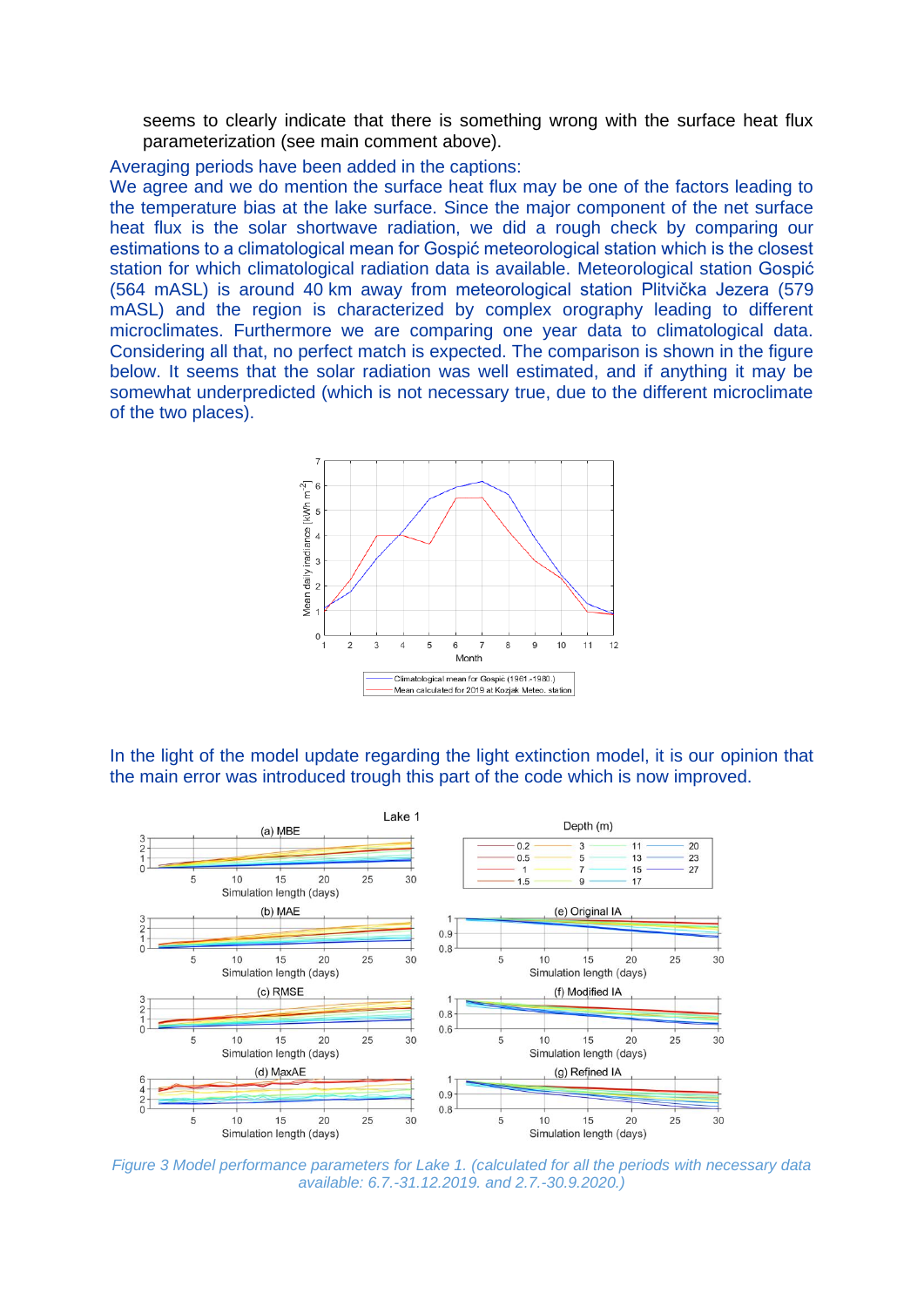seems to clearly indicate that there is something wrong with the surface heat flux parameterization (see main comment above).

Averaging periods have been added in the captions:

We agree and we do mention the surface heat flux may be one of the factors leading to the temperature bias at the lake surface. Since the major component of the net surface heat flux is the solar shortwave radiation, we did a rough check by comparing our estimations to a climatological mean for Gospić meteorological station which is the closest station for which climatological radiation data is available. Meteorological station Gospić (564 mASL) is around 40 km away from meteorological station Plitvička Jezera (579 mASL) and the region is characterized by complex orography leading to different microclimates. Furthermore we are comparing one year data to climatological data. Considering all that, no perfect match is expected. The comparison is shown in the figure below. It seems that the solar radiation was well estimated, and if anything it may be somewhat underpredicted (which is not necessary true, due to the different microclimate of the two places).

In the light of the model update regarding the light extinction model, it is our opinion that the main error was introduced trough this part of the code which is now improved.

*Figure 3 Model performance parameters for Lake 1. (calculated for all the periods with necessary data available: 6.7.-31.12.2019. and 2.7.-30.9.2020.)*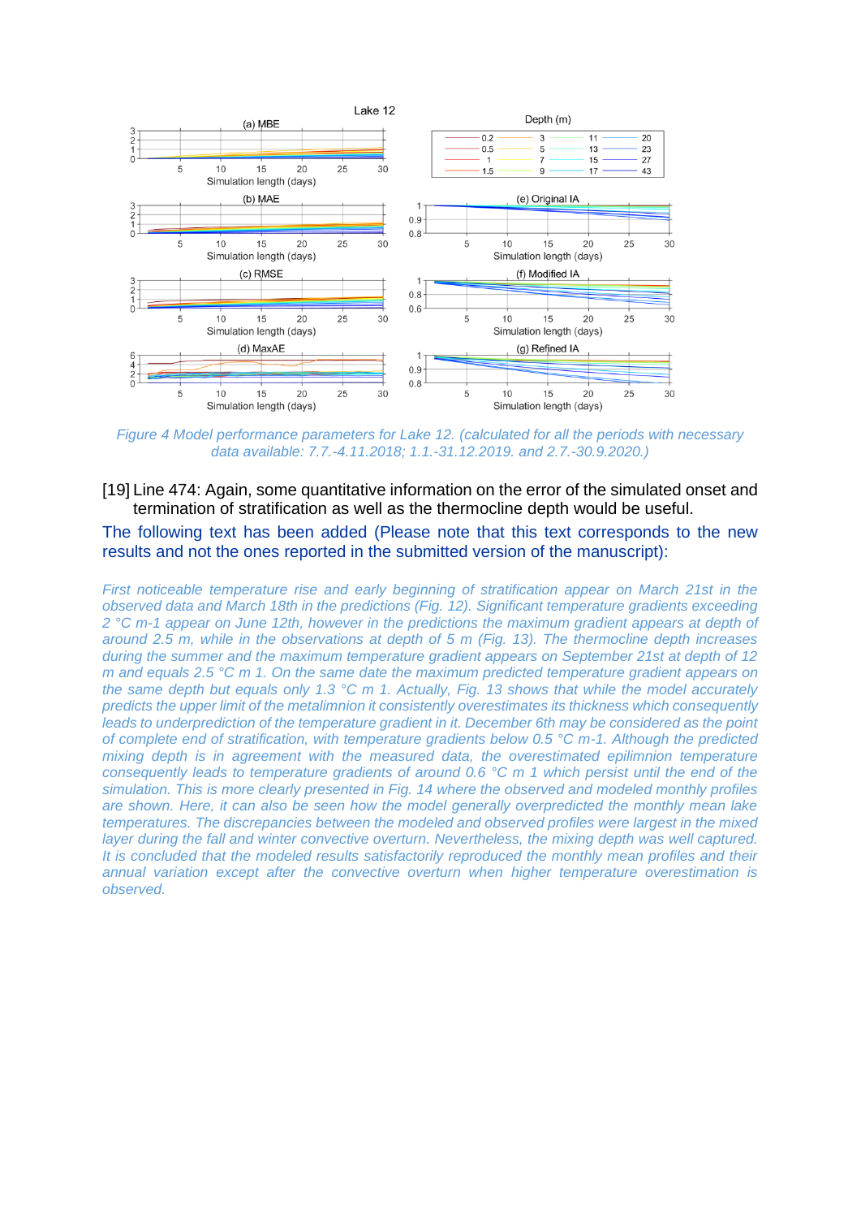Figure 4 Model performance parameters for Lake 12. (calculated for all the periods with necessary data available: 7.7.-4.11.2018; 1.1.-31.12.2019. and 2.7.-30.9.2020.)

[19] Line 474: Again, some quantitative information on the error of the simulated onset and termination of stratification as well as the thermocline depth would be useful.

The following text has been added (Please note that this text corresponds to the new results and not the ones reported in the submitted version of the manuscript):

*First noticeable temperature rise and early beginning of stratification appear on March 21st in the observed data and March 18th in the predictions (Fig. 12). Significant temperature gradients exceeding 2 °C m-1 appear on June 12th, however in the predictions the maximum gradient appears at depth of around 2.5 m, while in the observations at depth of 5 m (Fig. 13). The thermocline depth increases during the summer and the maximum temperature gradient appears on September 21st at depth of 12 m and equals 2.5 °C m 1. On the same date the maximum predicted temperature gradient appears on the same depth but equals only 1.3 °C m 1. Actually, Fig. 13 shows that while the model accurately predicts the upper limit of the metalimnion it consistently overestimates its thickness which consequently leads to underprediction of the temperature gradient in it. December 6th may be considered as the point of complete end of stratification, with temperature gradients below 0.5 °C m-1. Although the predicted mixing depth is in agreement with the measured data, the overestimated epilimnion temperature consequently leads to temperature gradients of around 0.6 °C m 1 which persist until the end of the simulation. This is more clearly presented in Fig. 14 where the observed and modeled monthly profiles are shown. Here, it can also be seen how the model generally overpredicted the monthly mean lake temperatures. The discrepancies between the modeled and observed profiles were largest in the mixed layer during the fall and winter convective overturn. Nevertheless, the mixing depth was well captured. It is concluded that the modeled results satisfactorily reproduced the monthly mean profiles and their annual variation except after the convective overturn when higher temperature overestimation is observed.*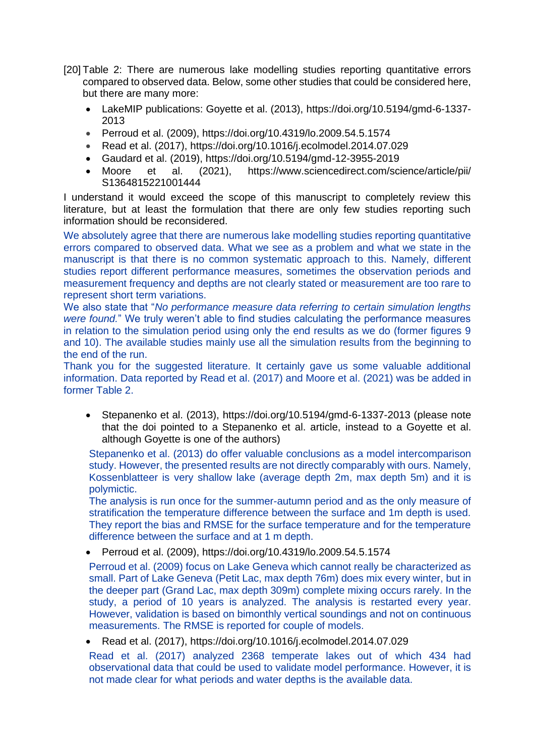[20] Table 2: There are numerous lake modelling studies reporting quantitative errors compared to observed data. Below, some other studies that could be considered here, but there are many more:

- LakeMIP publications: Goyette et al. (2013), https://doi.org/10.5194/gmd-6-1337-2013
- Perroud et al. (2009), https://doi.org/10.4319/lo.2009.54.5.1574
- Read et al. (2017), https://doi.org/10.1016/j.ecolmodel.2014.07.029
- Gaudard et al. (2019), https://doi.org/10.5194/gmd-12-3955-2019
- Moore et al. (2021), https://www.sciencedirect.com/science/article/pii/S1364815221001444

I understand it would exceed the scope of this manuscript to completely review this literature, but at least the formulation that there are only few studies reporting such information should be reconsidered.

We absolutely agree that there are numerous lake modelling studies reporting quantitative errors compared to observed data. What we see as a problem and what we state in the manuscript is that there is no common systematic approach to this. Namely, different studies report different performance measures, sometimes the observation periods and measurement frequency and depths are not clearly stated or measurement are too rare to represent short term variations.

We also state that "*No performance measure data referring to certain simulation lengths were found.*" We truly weren't able to find studies calculating the performance measures in relation to the simulation period using only the end results as we do (former figures 9 and 10). The available studies mainly use all the simulation results from the beginning to the end of the run.

Thank you for the suggested literature. It certainly gave us some valuable additional information. Data reported by Read et al. (2017) and Moore et al. (2021) was be added in former Table 2.

- Stepanenko et al. (2013), https://doi.org/10.5194/gmd-6-1337-2013 (please note that the doi pointed to a Stepanenko et al. article, instead to a Goyette et al. although Goyette is one of the authors)

  Stepanenko et al. (2013) do offer valuable conclusions as a model intercomparison study. However, the presented results are not directly comparably with ours. Namely, Kossenblatteer is very shallow lake (average depth 2m, max depth 5m) and it is polymictic.

  The analysis is run once for the summer-autumn period and as the only measure of stratification the temperature difference between the surface and 1m depth is used. They report the bias and RMSE for the surface temperature and for the temperature difference between the surface and at 1 m depth.

- Perroud et al. (2009), https://doi.org/10.4319/lo.2009.54.5.1574

  Perroud et al. (2009) focus on Lake Geneva which cannot really be characterized as small. Part of Lake Geneva (Petit Lac, max depth 76m) does mix every winter, but in the deeper part (Grand Lac, max depth 309m) complete mixing occurs rarely. In the study, a period of 10 years is analyzed. The analysis is restarted every year. However, validation is based on bimonthly vertical soundings and not on continuous measurements. The RMSE is reported for couple of models.

- Read et al. (2017), https://doi.org/10.1016/j.ecolmodel.2014.07.029

  Read et al. (2017) analyzed 2368 temperate lakes out of which 434 had observational data that could be used to validate model performance. However, it is not made clear for what periods and water depths is the available data.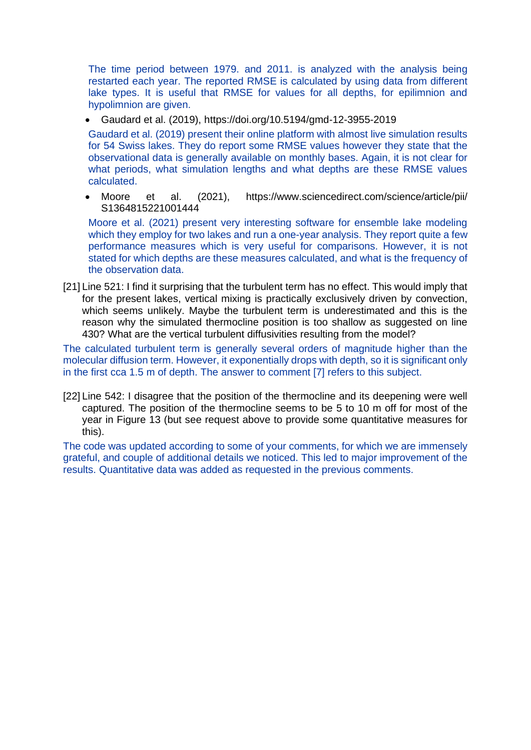The time period between 1979. and 2011. is analyzed with the analysis being restarted each year. The reported RMSE is calculated by using data from different lake types. It is useful that RMSE for values for all depths, for epilimnion and hypolimnion are given.

- Gaudard et al. (2019), https://doi.org/10.5194/gmd-12-3955-2019

  Gaudard et al. (2019) present their online platform with almost live simulation results for 54 Swiss lakes. They do report some RMSE values however they state that the observational data is generally available on monthly bases. Again, it is not clear for what periods, what simulation lengths and what depths are these RMSE values calculated.

- Moore et al. (2021), https://www.sciencedirect.com/science/article/pii/S1364815221001444

  Moore et al. (2021) present very interesting software for ensemble lake modeling which they employ for two lakes and run a one-year analysis. They report quite a few performance measures which is very useful for comparisons. However, it is not stated for which depths are these measures calculated, and what is the frequency of the observation data.

[21] Line 521: I find it surprising that the turbulent term has no effect. This would imply that for the present lakes, vertical mixing is practically exclusively driven by convection, which seems unlikely. Maybe the turbulent term is underestimated and this is the reason why the simulated thermocline position is too shallow as suggested on line 430? What are the vertical turbulent diffusivities resulting from the model?

The calculated turbulent term is generally several orders of magnitude higher than the molecular diffusion term. However, it exponentially drops with depth, so it is significant only in the first cca 1.5 m of depth. The answer to comment [7] refers to this subject.

[22] Line 542: I disagree that the position of the thermocline and its deepening were well captured. The position of the thermocline seems to be 5 to 10 m off for most of the year in Figure 13 (but see request above to provide some quantitative measures for this).

The code was updated according to some of your comments, for which we are immensely grateful, and couple of additional details we noticed. This led to major improvement of the results. Quantitative data was added as requested in the previous comments.